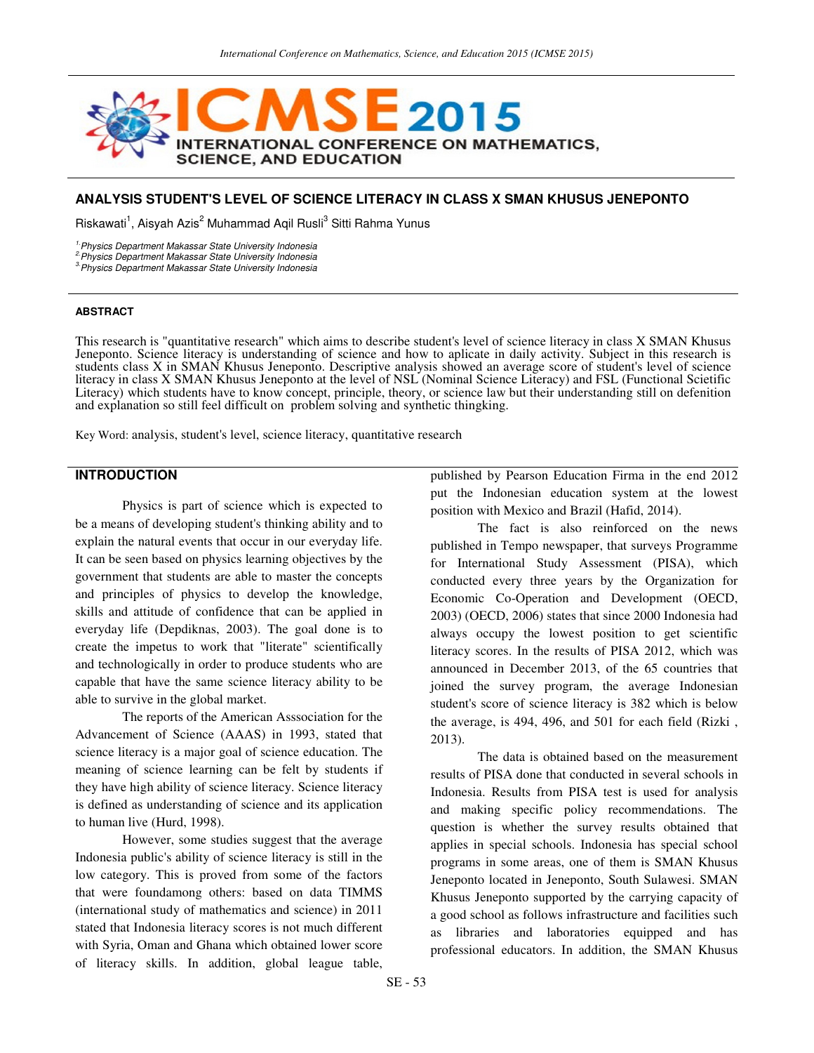## ANALYSIS STUDENT'S LEVEL OF SCIENCE LITERACY IN CLASS X SMAN KHUSUS JENEPONTO

Riskawati[1], Aisyah Azis[2] Muhammad Aqil Rusli[3] Sitti Rahma Yunus

*[1] Physics Department Makassar State University Indonesia*
*[2] Physics Department Makassar State University Indonesia*
*[3] Physics Department Makassar State University Indonesia*

### ABSTRACT

This research is "quantitative research" which aims to describe student's level of science literacy in class X SMAN Khusus Jeneponto. Science literacy is understanding of science and how to aplicate in daily activity. Subject in this research is students class X in SMAN Khusus Jeneponto. Descriptive analysis showed an average score of student's level of science literacy in class X SMAN Khusus Jeneponto at the level of NSL (Nominal Science Literacy) and FSL (Functional Scietific Literacy) which students have to know concept, principle, theory, or science law but their understanding still on defenition and explanation so still feel difficult on problem solving and synthetic thingking.

Key Word: analysis, student's level, science literacy, quantitative research

## INTRODUCTION

Physics is part of science which is expected to be a means of developing student's thinking ability and to explain the natural events that occur in our everyday life. It can be seen based on physics learning objectives by the government that students are able to master the concepts and principles of physics to develop the knowledge, skills and attitude of confidence that can be applied in everyday life (Depdiknas, 2003). The goal done is to create the impetus to work that "literate" scientifically and technologically in order to produce students who are capable that have the same science literacy ability to be able to survive in the global market.

The reports of the American Asssociation for the Advancement of Science (AAAS) in 1993, stated that science literacy is a major goal of science education. The meaning of science learning can be felt by students if they have high ability of science literacy. Science literacy is defined as understanding of science and its application to human live (Hurd, 1998).

However, some studies suggest that the average Indonesia public's ability of science literacy is still in the low category. This is proved from some of the factors that were foundamong others: based on data TIMMS (international study of mathematics and science) in 2011 stated that Indonesia literacy scores is not much different with Syria, Oman and Ghana which obtained lower score of literacy skills. In addition, global league table, published by Pearson Education Firma in the end 2012 put the Indonesian education system at the lowest position with Mexico and Brazil (Hafid, 2014).

The fact is also reinforced on the news published in Tempo newspaper, that surveys Programme for International Study Assessment (PISA), which conducted every three years by the Organization for Economic Co-Operation and Development (OECD, 2003) (OECD, 2006) states that since 2000 Indonesia had always occupy the lowest position to get scientific literacy scores. In the results of PISA 2012, which was announced in December 2013, of the 65 countries that joined the survey program, the average Indonesian student's score of science literacy is 382 which is below the average, is 494, 496, and 501 for each field (Rizki , 2013).

The data is obtained based on the measurement results of PISA done that conducted in several schools in Indonesia. Results from PISA test is used for analysis and making specific policy recommendations. The question is whether the survey results obtained that applies in special schools. Indonesia has special school programs in some areas, one of them is SMAN Khusus Jeneponto located in Jeneponto, South Sulawesi. SMAN Khusus Jeneponto supported by the carrying capacity of a good school as follows infrastructure and facilities such as libraries and laboratories equipped and has professional educators. In addition, the SMAN Khusus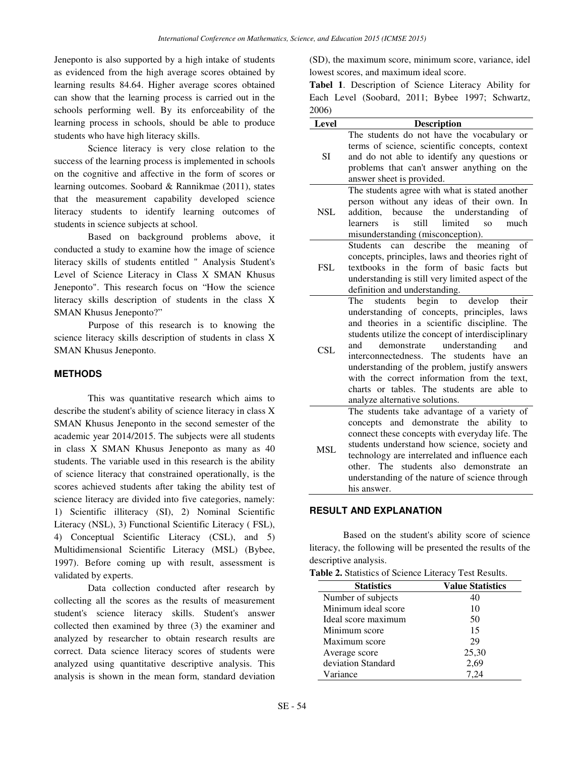Jeneponto is also supported by a high intake of students as evidenced from the high average scores obtained by learning results 84.64. Higher average scores obtained can show that the learning process is carried out in the schools performing well. By its enforceability of the learning process in schools, should be able to produce students who have high literacy skills.

Science literacy is very close relation to the success of the learning process is implemented in schools on the cognitive and affective in the form of scores or learning outcomes. Soobard & Rannikmae (2011), states that the measurement capability developed science literacy students to identify learning outcomes of students in science subjects at school.

Based on background problems above, it conducted a study to examine how the image of science literacy skills of students entitled " Analysis Student's Level of Science Literacy in Class X SMAN Khusus Jeneponto". This research focus on "How the science literacy skills description of students in the class X SMAN Khusus Jeneponto?"

Purpose of this research is to knowing the science literacy skills description of students in class X SMAN Khusus Jeneponto.

## METHODS

This was quantitative research which aims to describe the student's ability of science literacy in class X SMAN Khusus Jeneponto in the second semester of the academic year 2014/2015. The subjects were all students in class X SMAN Khusus Jeneponto as many as 40 students. The variable used in this research is the ability of science literacy that constrained operationally, is the scores achieved students after taking the ability test of science literacy are divided into five categories, namely: 1) Scientific illiteracy (SI), 2) Nominal Scientific Literacy (NSL), 3) Functional Scientific Literacy ( FSL), 4) Conceptual Scientific Literacy (CSL), and 5) Multidimensional Scientific Literacy (MSL) (Bybee, 1997). Before coming up with result, assessment is validated by experts.

Data collection conducted after research by collecting all the scores as the results of measurement student's science literacy skills. Student's answer collected then examined by three (3) the examiner and analyzed by researcher to obtain research results are correct. Data science literacy scores of students were analyzed using quantitative descriptive analysis. This analysis is shown in the mean form, standard deviation (SD), the maximum score, minimum score, variance, idel lowest scores, and maximum ideal score.

**Tabel 1**. Description of Science Literacy Ability for Each Level (Soobard, 2011; Bybee 1997; Schwartz, 2006)

| Level | Description |
|---|---|
| SI | The students do not have the vocabulary or terms of science, scientific concepts, context and do not able to identify any questions or problems that can't answer anything on the answer sheet is provided. |
| NSL | The students agree with what is stated another person without any ideas of their own. In addition, because the understanding of learners is still limited so much misunderstanding (misconception). |
| FSL | Students can describe the meaning of concepts, principles, laws and theories right of textbooks in the form of basic facts but understanding is still very limited aspect of the definition and understanding. |
| CSL | The students begin to develop their understanding of concepts, principles, laws and theories in a scientific discipline. The students utilize the concept of interdisciplinary and demonstrate understanding and interconnectedness. The students have an understanding of the problem, justify answers with the correct information from the text, charts or tables. The students are able to analyze alternative solutions. |
| MSL | The students take advantage of a variety of concepts and demonstrate the ability to connect these concepts with everyday life. The students understand how science, society and technology are interrelated and influence each other. The students also demonstrate an understanding of the nature of science through his answer. |

## RESULT AND EXPLANATION

Based on the student's ability score of science literacy, the following will be presented the results of the descriptive analysis.

**Table 2.** Statistics of Science Literacy Test Results.

| Statistics | Value Statistics |
|---|---|
| Number of subjects | 40 |
| Minimum ideal score | 10 |
| Ideal score maximum | 50 |
| Minimum score | 15 |
| Maximum score | 29 |
| Average score | 25,30 |
| deviation Standard | 2,69 |
| Variance | 7,24 |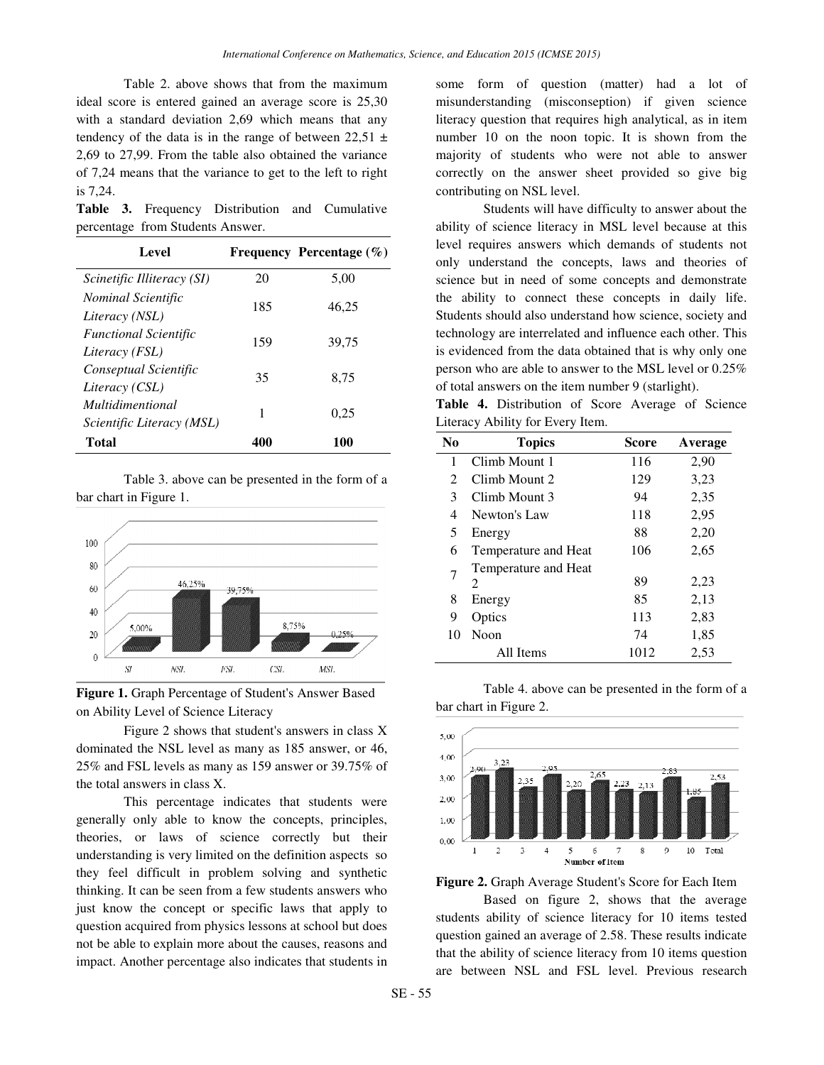Table 2. above shows that from the maximum ideal score is entered gained an average score is 25,30 with a standard deviation 2,69 which means that any tendency of the data is in the range of between 22,51 ± 2,69 to 27,99. From the table also obtained the variance of 7,24 means that the variance to get to the left to right is 7,24.

**Table 3.** Frequency Distribution and Cumulative percentage from Students Answer.

| Level | Frequency | Percentage (%) |
|---|---|---|
| *Scinetific Illiteracy (SI)* | 20 | 5,00 |
| *Nominal Scientific Literacy (NSL)* | 185 | 46,25 |
| *Functional Scientific Literacy (FSL)* | 159 | 39,75 |
| *Conseptual Scientific Literacy (CSL)* | 35 | 8,75 |
| *Multidimentional Scientific Literacy (MSL)* | 1 | 0,25 |
| **Total** | **400** | **100** |

Table 3. above can be presented in the form of a bar chart in Figure 1.

**Figure 1.** Graph Percentage of Student's Answer Based on Ability Level of Science Literacy

Figure 2 shows that student's answers in class X dominated the NSL level as many as 185 answer, or 46, 25% and FSL levels as many as 159 answer or 39.75% of the total answers in class X.

This percentage indicates that students were generally only able to know the concepts, principles, theories, or laws of science correctly but their understanding is very limited on the definition aspects so they feel difficult in problem solving and synthetic thinking. It can be seen from a few students answers who just know the concept or specific laws that apply to question acquired from physics lessons at school but does not be able to explain more about the causes, reasons and impact. Another percentage also indicates that students in some form of question (matter) had a lot of misunderstanding (misconseption) if given science literacy question that requires high analytical, as in item number 10 on the noon topic. It is shown from the majority of students who were not able to answer correctly on the answer sheet provided so give big contributing on NSL level.

Students will have difficulty to answer about the ability of science literacy in MSL level because at this level requires answers which demands of students not only understand the concepts, laws and theories of science but in need of some concepts and demonstrate the ability to connect these concepts in daily life. Students should also understand how science, society and technology are interrelated and influence each other. This is evidenced from the data obtained that is why only one person who are able to answer to the MSL level or 0.25% of total answers on the item number 9 (starlight).

**Table 4.** Distribution of Score Average of Science Literacy Ability for Every Item.

| No | Topics | Score | Average |
|---|---|---|---|
| 1 | Climb Mount 1 | 116 | 2,90 |
| 2 | Climb Mount 2 | 129 | 3,23 |
| 3 | Climb Mount 3 | 94 | 2,35 |
| 4 | Newton's Law | 118 | 2,95 |
| 5 | Energy | 88 | 2,20 |
| 6 | Temperature and Heat | 106 | 2,65 |
| 7 | Temperature and Heat 2 | 89 | 2,23 |
| 8 | Energy | 85 | 2,13 |
| 9 | Optics | 113 | 2,83 |
| 10 | Noon | 74 | 1,85 |
| | All Items | 1012 | 2,53 |

Table 4. above can be presented in the form of a bar chart in Figure 2.

**Figure 2.** Graph Average Student's Score for Each Item

Based on figure 2, shows that the average students ability of science literacy for 10 items tested question gained an average of 2.58. These results indicate that the ability of science literacy from 10 items question are between NSL and FSL level. Previous research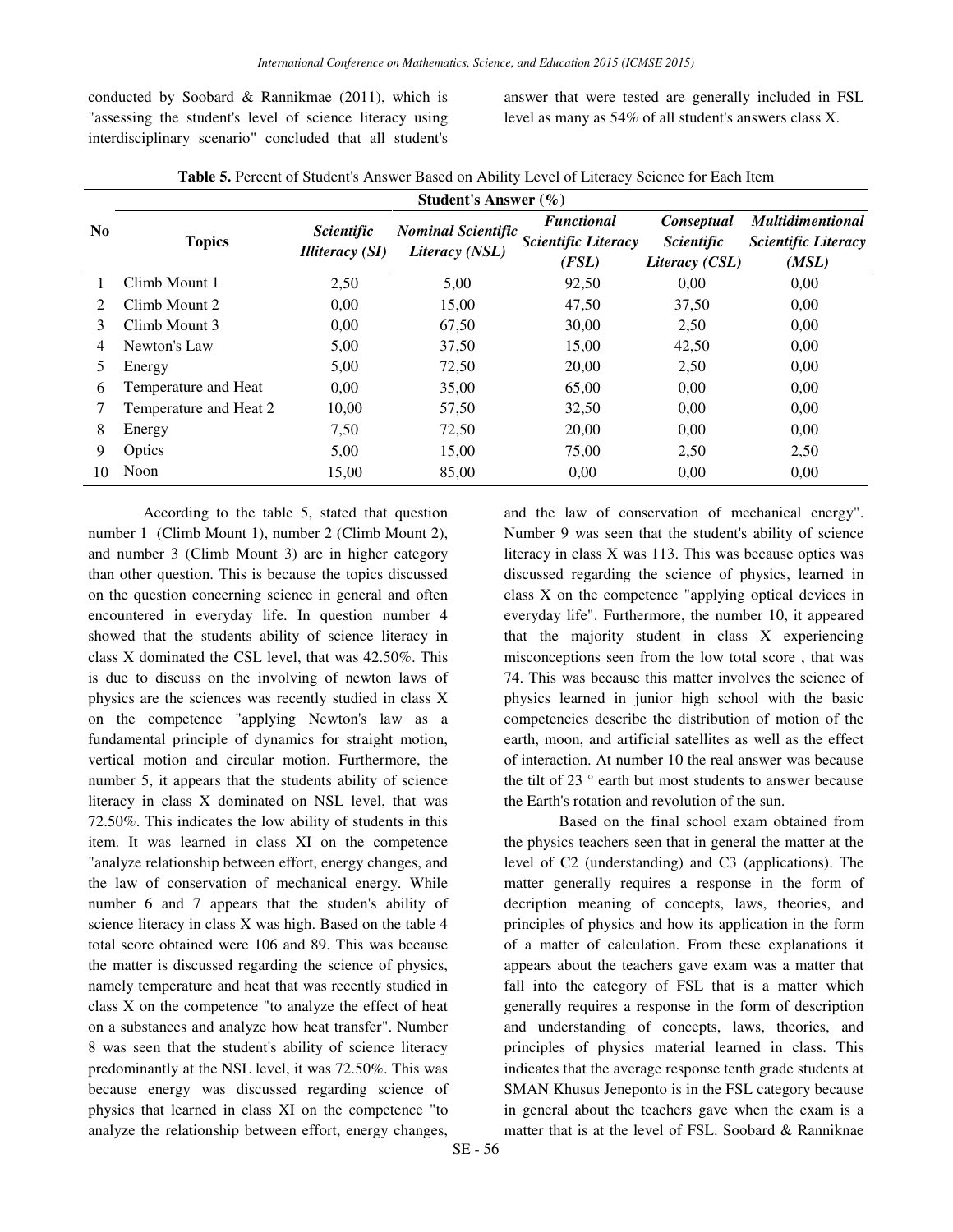conducted by Soobard & Rannikmae (2011), which is "assessing the student's level of science literacy using interdisciplinary scenario" concluded that all student's answer that were tested are generally included in FSL level as many as 54% of all student's answers class X.

**Table 5.** Percent of Student's Answer Based on Ability Level of Literacy Science for Each Item

| No | Topics | Student's Answer (%) | | | | |
|---|---|---|---|---|---|---|
| | | *Scientific Illiteracy (SI)* | *Nominal Scientific Literacy (NSL)* | *Functional Scientific Literacy (FSL)* | *Conseptual Scientific Literacy (CSL)* | *Multidimentional Scientific Literacy (MSL)* |
| 1 | Climb Mount 1 | 2,50 | 5,00 | 92,50 | 0,00 | 0,00 |
| 2 | Climb Mount 2 | 0,00 | 15,00 | 47,50 | 37,50 | 0,00 |
| 3 | Climb Mount 3 | 0,00 | 67,50 | 30,00 | 2,50 | 0,00 |
| 4 | Newton's Law | 5,00 | 37,50 | 15,00 | 42,50 | 0,00 |
| 5 | Energy | 5,00 | 72,50 | 20,00 | 2,50 | 0,00 |
| 6 | Temperature and Heat | 0,00 | 35,00 | 65,00 | 0,00 | 0,00 |
| 7 | Temperature and Heat 2 | 10,00 | 57,50 | 32,50 | 0,00 | 0,00 |
| 8 | Energy | 7,50 | 72,50 | 20,00 | 0,00 | 0,00 |
| 9 | Optics | 5,00 | 15,00 | 75,00 | 2,50 | 2,50 |
| 10 | Noon | 15,00 | 85,00 | 0,00 | 0,00 | 0,00 |

According to the table 5, stated that question number 1 (Climb Mount 1), number 2 (Climb Mount 2), and number 3 (Climb Mount 3) are in higher category than other question. This is because the topics discussed on the question concerning science in general and often encountered in everyday life. In question number 4 showed that the students ability of science literacy in class X dominated the CSL level, that was 42.50%. This is due to discuss on the involving of newton laws of physics are the sciences was recently studied in class X on the competence "applying Newton's law as a fundamental principle of dynamics for straight motion, vertical motion and circular motion. Furthermore, the number 5, it appears that the students ability of science literacy in class X dominated on NSL level, that was 72.50%. This indicates the low ability of students in this item. It was learned in class XI on the competence "analyze relationship between effort, energy changes, and the law of conservation of mechanical energy. While number 6 and 7 appears that the studen's ability of science literacy in class X was high. Based on the table 4 total score obtained were 106 and 89. This was because the matter is discussed regarding the science of physics, namely temperature and heat that was recently studied in class X on the competence "to analyze the effect of heat on a substances and analyze how heat transfer". Number 8 was seen that the student's ability of science literacy predominantly at the NSL level, it was 72.50%. This was because energy was discussed regarding science of physics that learned in class XI on the competence "to analyze the relationship between effort, energy changes, and the law of conservation of mechanical energy". Number 9 was seen that the student's ability of science literacy in class X was 113. This was because optics was discussed regarding the science of physics, learned in class X on the competence "applying optical devices in everyday life". Furthermore, the number 10, it appeared that the majority student in class X experiencing misconceptions seen from the low total score , that was 74. This was because this matter involves the science of physics learned in junior high school with the basic competencies describe the distribution of motion of the earth, moon, and artificial satellites as well as the effect of interaction. At number 10 the real answer was because the tilt of 23 ° earth but most students to answer because the Earth's rotation and revolution of the sun.

Based on the final school exam obtained from the physics teachers seen that in general the matter at the level of C2 (understanding) and C3 (applications). The matter generally requires a response in the form of decription meaning of concepts, laws, theories, and principles of physics and how its application in the form of a matter of calculation. From these explanations it appears about the teachers gave exam was a matter that fall into the category of FSL that is a matter which generally requires a response in the form of description and understanding of concepts, laws, theories, and principles of physics material learned in class. This indicates that the average response tenth grade students at SMAN Khusus Jeneponto is in the FSL category because in general about the teachers gave when the exam is a matter that is at the level of FSL. Soobard & Ranniknae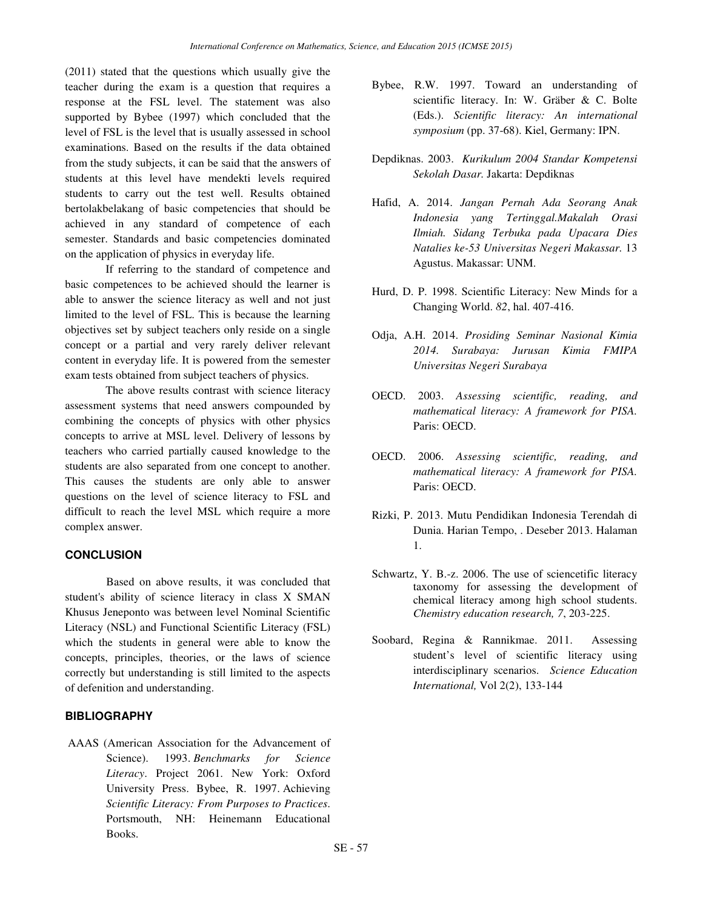(2011) stated that the questions which usually give the teacher during the exam is a question that requires a response at the FSL level. The statement was also supported by Bybee (1997) which concluded that the level of FSL is the level that is usually assessed in school examinations. Based on the results if the data obtained from the study subjects, it can be said that the answers of students at this level have mendekti levels required students to carry out the test well. Results obtained bertolakbelakang of basic competencies that should be achieved in any standard of competence of each semester. Standards and basic competencies dominated on the application of physics in everyday life.

If referring to the standard of competence and basic competences to be achieved should the learner is able to answer the science literacy as well and not just limited to the level of FSL. This is because the learning objectives set by subject teachers only reside on a single concept or a partial and very rarely deliver relevant content in everyday life. It is powered from the semester exam tests obtained from subject teachers of physics.

The above results contrast with science literacy assessment systems that need answers compounded by combining the concepts of physics with other physics concepts to arrive at MSL level. Delivery of lessons by teachers who carried partially caused knowledge to the students are also separated from one concept to another. This causes the students are only able to answer questions on the level of science literacy to FSL and difficult to reach the level MSL which require a more complex answer.

## CONCLUSION

Based on above results, it was concluded that student's ability of science literacy in class X SMAN Khusus Jeneponto was between level Nominal Scientific Literacy (NSL) and Functional Scientific Literacy (FSL) which the students in general were able to know the concepts, principles, theories, or the laws of science correctly but understanding is still limited to the aspects of defenition and understanding.

## BIBLIOGRAPHY

AAAS (American Association for the Advancement of Science). 1993. *Benchmarks for Science Literacy*. Project 2061. New York: Oxford University Press. Bybee, R. 1997. Achieving *Scientific Literacy: From Purposes to Practices*. Portsmouth, NH: Heinemann Educational Books.

Bybee, R.W. 1997. Toward an understanding of scientific literacy. In: W. Gräber & C. Bolte (Eds.). *Scientific literacy: An international symposium* (pp. 37-68). Kiel, Germany: IPN.

Depdiknas. 2003. *Kurikulum 2004 Standar Kompetensi Sekolah Dasar.* Jakarta: Depdiknas

Hafid, A. 2014. *Jangan Pernah Ada Seorang Anak Indonesia yang Tertinggal.Makalah Orasi Ilmiah. Sidang Terbuka pada Upacara Dies Natalies ke-53 Universitas Negeri Makassar.* 13 Agustus. Makassar: UNM.

Hurd, D. P. 1998. Scientific Literacy: New Minds for a Changing World. *82*, hal. 407-416.

Odja, A.H. 2014. *Prosiding Seminar Nasional Kimia 2014. Surabaya: Jurusan Kimia FMIPA Universitas Negeri Surabaya*

OECD. 2003. *Assessing scientific, reading, and mathematical literacy: A framework for PISA.* Paris: OECD.

OECD. 2006. *Assessing scientific, reading, and mathematical literacy: A framework for PISA.* Paris: OECD.

Rizki, P. 2013. Mutu Pendidikan Indonesia Terendah di Dunia. Harian Tempo, . Deseber 2013. Halaman 1.

Schwartz, Y. B.-z. 2006. The use of sciencetific literacy taxonomy for assessing the development of chemical literacy among high school students. *Chemistry education research, 7*, 203-225.

Soobard, Regina & Rannikmae. 2011. Assessing student's level of scientific literacy using interdisciplinary scenarios. *Science Education International,* Vol 2(2), 133-144